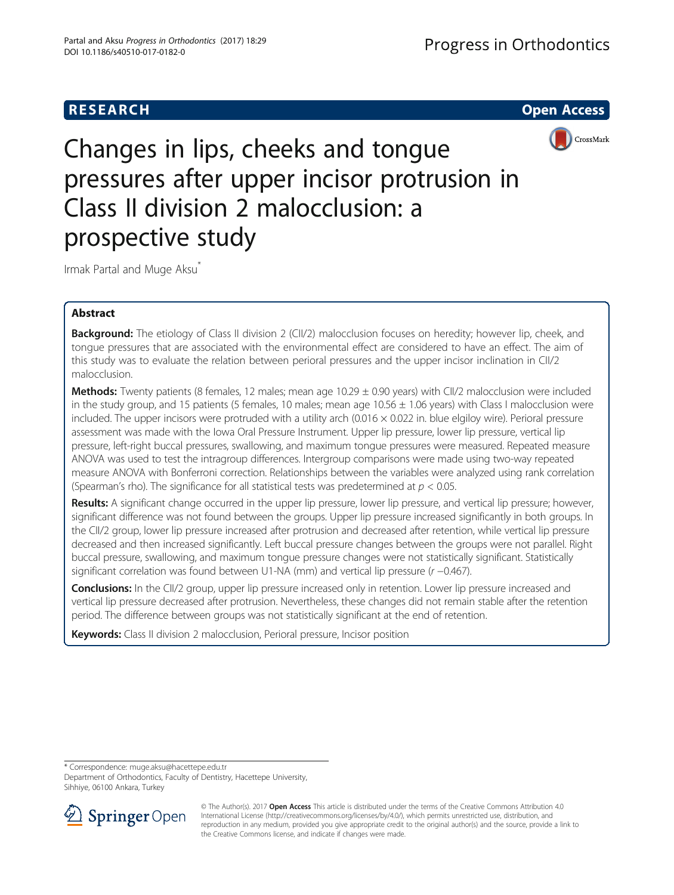RESEARCH

Open Access

# Changes in lips, cheeks and tongue pressures after upper incisor protrusion in Class II division 2 malocclusion: a prospective study

Irmak Partal and Muge Aksu*

## Abstract

**Background:** The etiology of Class II division 2 (CII/2) malocclusion focuses on heredity; however lip, cheek, and tongue pressures that are associated with the environmental effect are considered to have an effect. The aim of this study was to evaluate the relation between perioral pressures and the upper incisor inclination in CII/2 malocclusion.

**Methods:** Twenty patients (8 females, 12 males; mean age 10.29 ± 0.90 years) with CII/2 malocclusion were included in the study group, and 15 patients (5 females, 10 males; mean age 10.56 ± 1.06 years) with Class I malocclusion were included. The upper incisors were protruded with a utility arch (0.016 × 0.022 in. blue elgiloy wire). Perioral pressure assessment was made with the Iowa Oral Pressure Instrument. Upper lip pressure, lower lip pressure, vertical lip pressure, left-right buccal pressures, swallowing, and maximum tongue pressures were measured. Repeated measure ANOVA was used to test the intragroup differences. Intergroup comparisons were made using two-way repeated measure ANOVA with Bonferroni correction. Relationships between the variables were analyzed using rank correlation (Spearman's rho). The significance for all statistical tests was predetermined at $p < 0.05$.

**Results:** A significant change occurred in the upper lip pressure, lower lip pressure, and vertical lip pressure; however, significant difference was not found between the groups. Upper lip pressure increased significantly in both groups. In the CII/2 group, lower lip pressure increased after protrusion and decreased after retention, while vertical lip pressure decreased and then increased significantly. Left buccal pressure changes between the groups were not parallel. Right buccal pressure, swallowing, and maximum tongue pressure changes were not statistically significant. Statistically significant correlation was found between U1-NA (mm) and vertical lip pressure ($r$ −0.467).

**Conclusions:** In the CII/2 group, upper lip pressure increased only in retention. Lower lip pressure increased and vertical lip pressure decreased after protrusion. Nevertheless, these changes did not remain stable after the retention period. The difference between groups was not statistically significant at the end of retention.

**Keywords:** Class II division 2 malocclusion, Perioral pressure, Incisor position

\* Correspondence: muge.aksu@hacettepe.edu.tr
Department of Orthodontics, Faculty of Dentistry, Hacettepe University, Sihhiye, 06100 Ankara, Turkey

© The Author(s). 2017 **Open Access** This article is distributed under the terms of the Creative Commons Attribution 4.0 International License (http://creativecommons.org/licenses/by/4.0/), which permits unrestricted use, distribution, and reproduction in any medium, provided you give appropriate credit to the original author(s) and the source, provide a link to the Creative Commons license, and indicate if changes were made.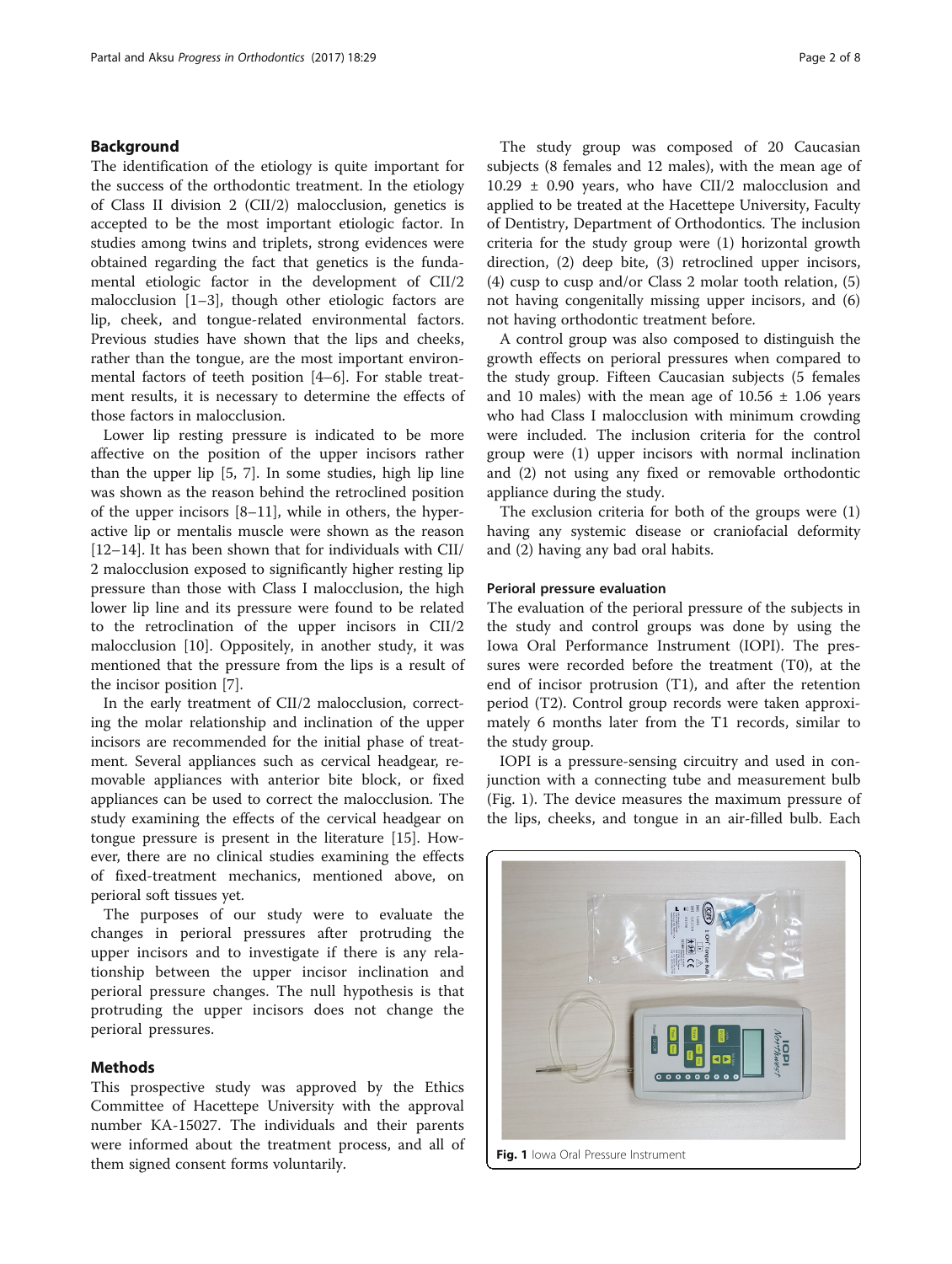## Background

The identification of the etiology is quite important for the success of the orthodontic treatment. In the etiology of Class II division 2 (CII/2) malocclusion, genetics is accepted to be the most important etiologic factor. In studies among twins and triplets, strong evidences were obtained regarding the fact that genetics is the fundamental etiologic factor in the development of CII/2 malocclusion [1–3], though other etiologic factors are lip, cheek, and tongue-related environmental factors. Previous studies have shown that the lips and cheeks, rather than the tongue, are the most important environmental factors of teeth position [4–6]. For stable treatment results, it is necessary to determine the effects of those factors in malocclusion.

Lower lip resting pressure is indicated to be more affective on the position of the upper incisors rather than the upper lip [5, 7]. In some studies, high lip line was shown as the reason behind the retroclined position of the upper incisors [8–11], while in others, the hyperactive lip or mentalis muscle were shown as the reason [12–14]. It has been shown that for individuals with CII/2 malocclusion exposed to significantly higher resting lip pressure than those with Class I malocclusion, the high lower lip line and its pressure were found to be related to the retroclination of the upper incisors in CII/2 malocclusion [10]. Oppositely, in another study, it was mentioned that the pressure from the lips is a result of the incisor position [7].

In the early treatment of CII/2 malocclusion, correcting the molar relationship and inclination of the upper incisors are recommended for the initial phase of treatment. Several appliances such as cervical headgear, removable appliances with anterior bite block, or fixed appliances can be used to correct the malocclusion. The study examining the effects of the cervical headgear on tongue pressure is present in the literature [15]. However, there are no clinical studies examining the effects of fixed-treatment mechanics, mentioned above, on perioral soft tissues yet.

The purposes of our study were to evaluate the changes in perioral pressures after protruding the upper incisors and to investigate if there is any relationship between the upper incisor inclination and perioral pressure changes. The null hypothesis is that protruding the upper incisors does not change the perioral pressures.

## Methods

This prospective study was approved by the Ethics Committee of Hacettepe University with the approval number KA-15027. The individuals and their parents were informed about the treatment process, and all of them signed consent forms voluntarily.

The study group was composed of 20 Caucasian subjects (8 females and 12 males), with the mean age of 10.29 ± 0.90 years, who have CII/2 malocclusion and applied to be treated at the Hacettepe University, Faculty of Dentistry, Department of Orthodontics. The inclusion criteria for the study group were (1) horizontal growth direction, (2) deep bite, (3) retroclined upper incisors, (4) cusp to cusp and/or Class 2 molar tooth relation, (5) not having congenitally missing upper incisors, and (6) not having orthodontic treatment before.

A control group was also composed to distinguish the growth effects on perioral pressures when compared to the study group. Fifteen Caucasian subjects (5 females and 10 males) with the mean age of 10.56 ± 1.06 years who had Class I malocclusion with minimum crowding were included. The inclusion criteria for the control group were (1) upper incisors with normal inclination and (2) not using any fixed or removable orthodontic appliance during the study.

The exclusion criteria for both of the groups were (1) having any systemic disease or craniofacial deformity and (2) having any bad oral habits.

### Perioral pressure evaluation

The evaluation of the perioral pressure of the subjects in the study and control groups was done by using the Iowa Oral Performance Instrument (IOPI). The pressures were recorded before the treatment (T0), at the end of incisor protrusion (T1), and after the retention period (T2). Control group records were taken approximately 6 months later from the T1 records, similar to the study group.

IOPI is a pressure-sensing circuitry and used in conjunction with a connecting tube and measurement bulb (Fig. 1). The device measures the maximum pressure of the lips, cheeks, and tongue in an air-filled bulb. Each

Fig. 1 Iowa Oral Pressure Instrument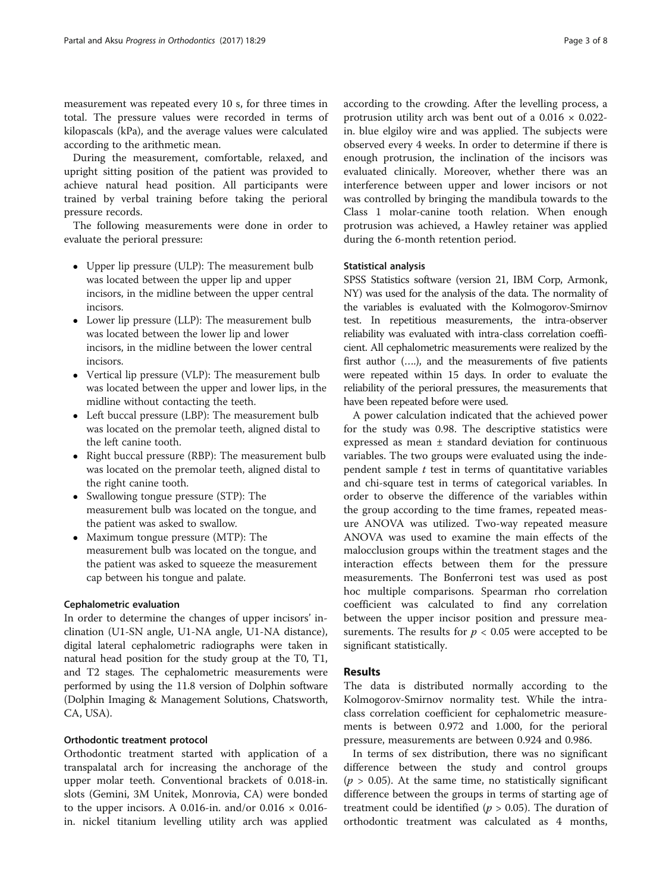measurement was repeated every 10 s, for three times in total. The pressure values were recorded in terms of kilopascals (kPa), and the average values were calculated according to the arithmetic mean.

During the measurement, comfortable, relaxed, and upright sitting position of the patient was provided to achieve natural head position. All participants were trained by verbal training before taking the perioral pressure records.

The following measurements were done in order to evaluate the perioral pressure:

- Upper lip pressure (ULP): The measurement bulb was located between the upper lip and upper incisors, in the midline between the upper central incisors.
- Lower lip pressure (LLP): The measurement bulb was located between the lower lip and lower incisors, in the midline between the lower central incisors.
- Vertical lip pressure (VLP): The measurement bulb was located between the upper and lower lips, in the midline without contacting the teeth.
- Left buccal pressure (LBP): The measurement bulb was located on the premolar teeth, aligned distal to the left canine tooth.
- Right buccal pressure (RBP): The measurement bulb was located on the premolar teeth, aligned distal to the right canine tooth.
- Swallowing tongue pressure (STP): The measurement bulb was located on the tongue, and the patient was asked to swallow.
- Maximum tongue pressure (MTP): The measurement bulb was located on the tongue, and the patient was asked to squeeze the measurement cap between his tongue and palate.

### Cephalometric evaluation

In order to determine the changes of upper incisors' inclination (U1-SN angle, U1-NA angle, U1-NA distance), digital lateral cephalometric radiographs were taken in natural head position for the study group at the T0, T1, and T2 stages. The cephalometric measurements were performed by using the 11.8 version of Dolphin software (Dolphin Imaging & Management Solutions, Chatsworth, CA, USA).

### Orthodontic treatment protocol

Orthodontic treatment started with application of a transpalatal arch for increasing the anchorage of the upper molar teeth. Conventional brackets of 0.018-in. slots (Gemini, 3M Unitek, Monrovia, CA) were bonded to the upper incisors. A 0.016-in. and/or 0.016 × 0.016-in. nickel titanium levelling utility arch was applied according to the crowding. After the levelling process, a protrusion utility arch was bent out of a 0.016 × 0.022-in. blue elgiloy wire and was applied. The subjects were observed every 4 weeks. In order to determine if there is enough protrusion, the inclination of the incisors was evaluated clinically. Moreover, whether there was an interference between upper and lower incisors or not was controlled by bringing the mandibula towards to the Class 1 molar-canine tooth relation. When enough protrusion was achieved, a Hawley retainer was applied during the 6-month retention period.

### Statistical analysis

SPSS Statistics software (version 21, IBM Corp, Armonk, NY) was used for the analysis of the data. The normality of the variables is evaluated with the Kolmogorov-Smirnov test. In repetitious measurements, the intra-observer reliability was evaluated with intra-class correlation coefficient. All cephalometric measurements were realized by the first author (….), and the measurements of five patients were repeated within 15 days. In order to evaluate the reliability of the perioral pressures, the measurements that have been repeated before were used.

A power calculation indicated that the achieved power for the study was 0.98. The descriptive statistics were expressed as mean ± standard deviation for continuous variables. The two groups were evaluated using the independent sample *t* test in terms of quantitative variables and chi-square test in terms of categorical variables. In order to observe the difference of the variables within the group according to the time frames, repeated measure ANOVA was utilized. Two-way repeated measure ANOVA was used to examine the main effects of the malocclusion groups within the treatment stages and the interaction effects between them for the pressure measurements. The Bonferroni test was used as post hoc multiple comparisons. Spearman rho correlation coefficient was calculated to find any correlation between the upper incisor position and pressure measurements. The results for $p < 0.05$ were accepted to be significant statistically.

## Results

The data is distributed normally according to the Kolmogorov-Smirnov normality test. While the intra-class correlation coefficient for cephalometric measurements is between 0.972 and 1.000, for the perioral pressure, measurements are between 0.924 and 0.986.

In terms of sex distribution, there was no significant difference between the study and control groups ($p > 0.05$). At the same time, no statistically significant difference between the groups in terms of starting age of treatment could be identified ($p > 0.05$). The duration of orthodontic treatment was calculated as 4 months,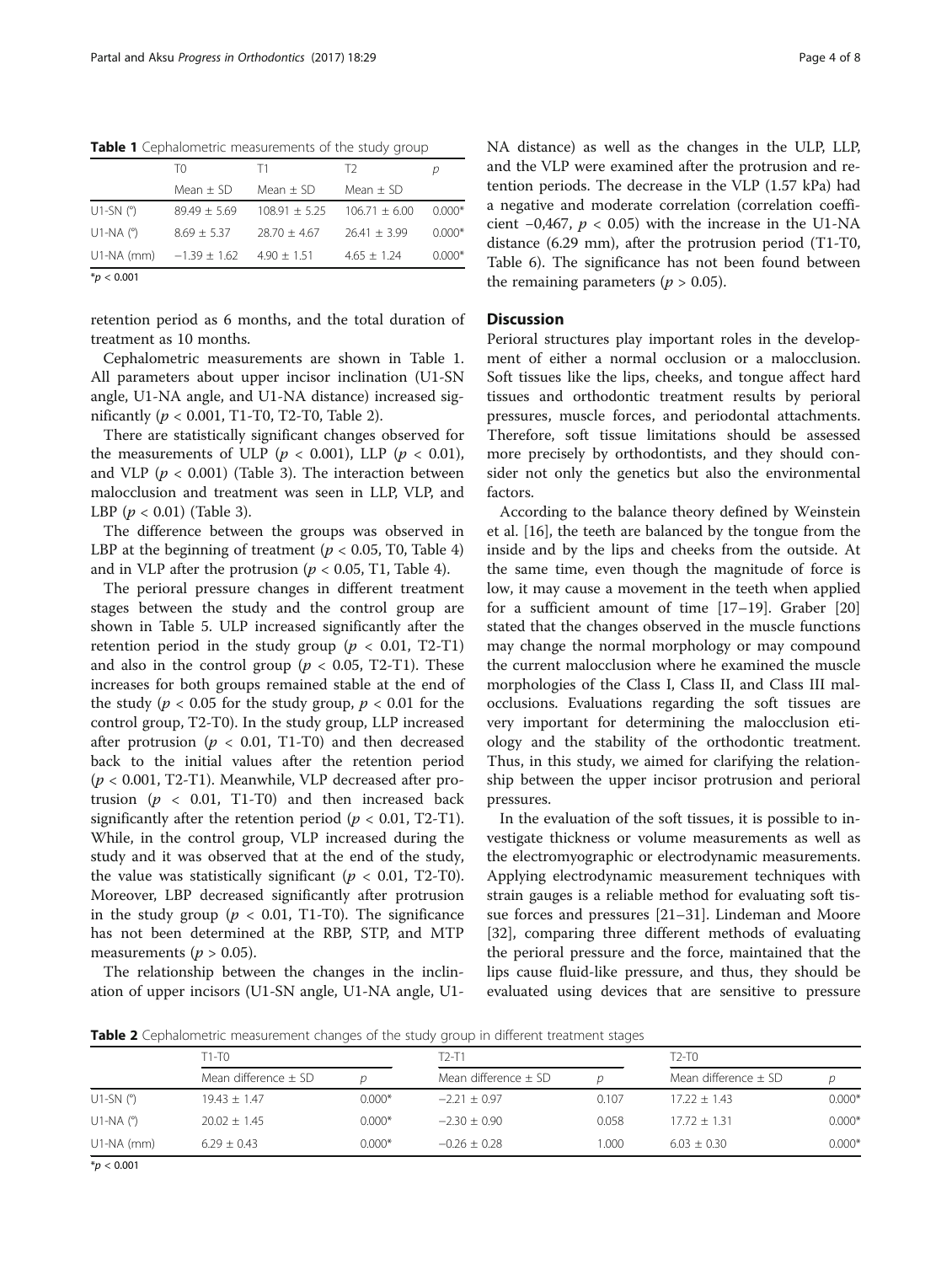**Table 1** Cephalometric measurements of the study group

| | T0 | T1 | T2 | p |
|---|---|---|---|---|
| | Mean ± SD | Mean ± SD | Mean ± SD | |
| U1-SN (°) | 89.49 ± 5.69 | 108.91 ± 5.25 | 106.71 ± 6.00 | 0.000* |
| U1-NA (°) | 8.69 ± 5.37 | 28.70 ± 4.67 | 26.41 ± 3.99 | 0.000* |
| U1-NA (mm) | −1.39 ± 1.62 | 4.90 ± 1.51 | 4.65 ± 1.24 | 0.000* |

*$p < 0.001$

retention period as 6 months, and the total duration of treatment as 10 months.

Cephalometric measurements are shown in Table 1. All parameters about upper incisor inclination (U1-SN angle, U1-NA angle, and U1-NA distance) increased significantly ($p < 0.001$, T1-T0, T2-T0, Table 2).

There are statistically significant changes observed for the measurements of ULP ($p < 0.001$), LLP ($p < 0.01$), and VLP ($p < 0.001$) (Table 3). The interaction between malocclusion and treatment was seen in LLP, VLP, and LBP ($p < 0.01$) (Table 3).

The difference between the groups was observed in LBP at the beginning of treatment ($p < 0.05$, T0, Table 4) and in VLP after the protrusion ($p < 0.05$, T1, Table 4).

The perioral pressure changes in different treatment stages between the study and the control group are shown in Table 5. ULP increased significantly after the retention period in the study group ($p < 0.01$, T2-T1) and also in the control group ($p < 0.05$, T2-T1). These increases for both groups remained stable at the end of the study ($p < 0.05$ for the study group, $p < 0.01$ for the control group, T2-T0). In the study group, LLP increased after protrusion ($p < 0.01$, T1-T0) and then decreased back to the initial values after the retention period ($p < 0.001$, T2-T1). Meanwhile, VLP decreased after protrusion ($p < 0.01$, T1-T0) and then increased back significantly after the retention period ($p < 0.01$, T2-T1). While, in the control group, VLP increased during the study and it was observed that at the end of the study, the value was statistically significant ($p < 0.01$, T2-T0). Moreover, LBP decreased significantly after protrusion in the study group ($p < 0.01$, T1-T0). The significance has not been determined at the RBP, STP, and MTP measurements ($p > 0.05$).

The relationship between the changes in the inclination of upper incisors (U1-SN angle, U1-NA angle, U1-NA distance) as well as the changes in the ULP, LLP, and the VLP were examined after the protrusion and retention periods. The decrease in the VLP (1.57 kPa) had a negative and moderate correlation (correlation coefficient −0,467, $p < 0.05$) with the increase in the U1-NA distance (6.29 mm), after the protrusion period (T1-T0, Table 6). The significance has not been found between the remaining parameters ($p > 0.05$).

## Discussion

Perioral structures play important roles in the development of either a normal occlusion or a malocclusion. Soft tissues like the lips, cheeks, and tongue affect hard tissues and orthodontic treatment results by perioral pressures, muscle forces, and periodontal attachments. Therefore, soft tissue limitations should be assessed more precisely by orthodontists, and they should consider not only the genetics but also the environmental factors.

According to the balance theory defined by Weinstein et al. [16], the teeth are balanced by the tongue from the inside and by the lips and cheeks from the outside. At the same time, even though the magnitude of force is low, it may cause a movement in the teeth when applied for a sufficient amount of time [17–19]. Graber [20] stated that the changes observed in the muscle functions may change the normal morphology or may compound the current malocclusion where he examined the muscle morphologies of the Class I, Class II, and Class III malocclusions. Evaluations regarding the soft tissues are very important for determining the malocclusion etiology and the stability of the orthodontic treatment. Thus, in this study, we aimed for clarifying the relationship between the upper incisor protrusion and perioral pressures.

In the evaluation of the soft tissues, it is possible to investigate thickness or volume measurements as well as the electromyographic or electrodynamic measurements. Applying electrodynamic measurement techniques with strain gauges is a reliable method for evaluating soft tissue forces and pressures [21–31]. Lindeman and Moore [32], comparing three different methods of evaluating the perioral pressure and the force, maintained that the lips cause fluid-like pressure, and thus, they should be evaluated using devices that are sensitive to pressure

**Table 2** Cephalometric measurement changes of the study group in different treatment stages

| | T1-T0 | | T2-T1 | | T2-T0 | |
|---|---|---|---|---|---|---|
| | Mean difference ± SD | p | Mean difference ± SD | p | Mean difference ± SD | p |
| U1-SN (°) | 19.43 ± 1.47 | 0.000* | −2.21 ± 0.97 | 0.107 | 17.22 ± 1.43 | 0.000* |
| U1-NA (°) | 20.02 ± 1.45 | 0.000* | −2.30 ± 0.90 | 0.058 | 17.72 ± 1.31 | 0.000* |
| U1-NA (mm) | 6.29 ± 0.43 | 0.000* | −0.26 ± 0.28 | 1.000 | 6.03 ± 0.30 | 0.000* |

*$p < 0.001$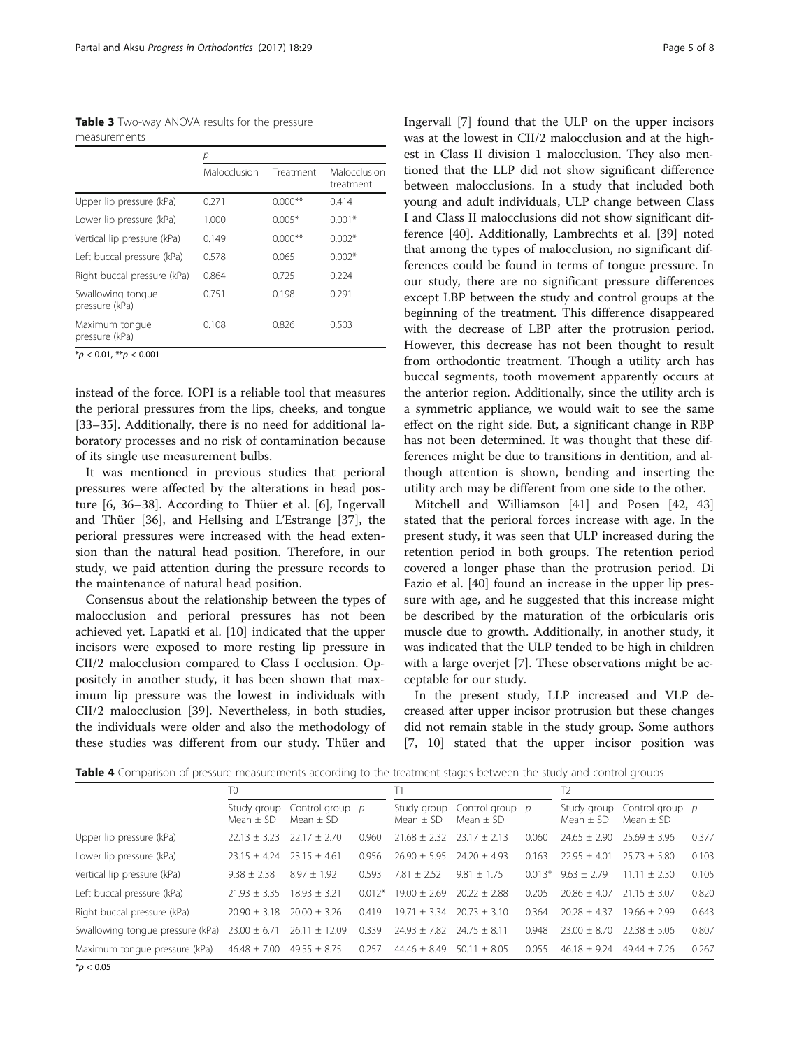**Table 3** Two-way ANOVA results for the pressure measurements

| | *p* | | |
|---|---|---|---|
| | Malocclusion | Treatment | Malocclusion treatment |
| Upper lip pressure (kPa) | 0.271 | 0.000** | 0.414 |
| Lower lip pressure (kPa) | 1.000 | 0.005* | 0.001* |
| Vertical lip pressure (kPa) | 0.149 | 0.000** | 0.002* |
| Left buccal pressure (kPa) | 0.578 | 0.065 | 0.002* |
| Right buccal pressure (kPa) | 0.864 | 0.725 | 0.224 |
| Swallowing tongue pressure (kPa) | 0.751 | 0.198 | 0.291 |
| Maximum tongue pressure (kPa) | 0.108 | 0.826 | 0.503 |

*$p < 0.01$, **$p < 0.001$

instead of the force. IOPI is a reliable tool that measures the perioral pressures from the lips, cheeks, and tongue [33–35]. Additionally, there is no need for additional laboratory processes and no risk of contamination because of its single use measurement bulbs.

It was mentioned in previous studies that perioral pressures were affected by the alterations in head posture [6, 36–38]. According to Thüer et al. [6], Ingervall and Thüer [36], and Hellsing and L'Estrange [37], the perioral pressures were increased with the head extension than the natural head position. Therefore, in our study, we paid attention during the pressure records to the maintenance of natural head position.

Consensus about the relationship between the types of malocclusion and perioral pressures has not been achieved yet. Lapatki et al. [10] indicated that the upper incisors were exposed to more resting lip pressure in CII/2 malocclusion compared to Class I occlusion. Oppositely in another study, it has been shown that maximum lip pressure was the lowest in individuals with CII/2 malocclusion [39]. Nevertheless, in both studies, the individuals were older and also the methodology of these studies was different from our study. Thüer and Ingervall [7] found that the ULP on the upper incisors was at the lowest in CII/2 malocclusion and at the highest in Class II division 1 malocclusion. They also mentioned that the LLP did not show significant difference between malocclusions. In a study that included both young and adult individuals, ULP change between Class I and Class II malocclusions did not show significant difference [40]. Additionally, Lambrechts et al. [39] noted that among the types of malocclusion, no significant differences could be found in terms of tongue pressure. In our study, there are no significant pressure differences except LBP between the study and control groups at the beginning of the treatment. This difference disappeared with the decrease of LBP after the protrusion period. However, this decrease has not been thought to result from orthodontic treatment. Though a utility arch has buccal segments, tooth movement apparently occurs at the anterior region. Additionally, since the utility arch is a symmetric appliance, we would wait to see the same effect on the right side. But, a significant change in RBP has not been determined. It was thought that these differences might be due to transitions in dentition, and although attention is shown, bending and inserting the utility arch may be different from one side to the other.

Mitchell and Williamson [41] and Posen [42, 43] stated that the perioral forces increase with age. In the present study, it was seen that ULP increased during the retention period in both groups. The retention period covered a longer phase than the protrusion period. Di Fazio et al. [40] found an increase in the upper lip pressure with age, and he suggested that this increase might be described by the maturation of the orbicularis oris muscle due to growth. Additionally, in another study, it was indicated that the ULP tended to be high in children with a large overjet [7]. These observations might be acceptable for our study.

In the present study, LLP increased and VLP decreased after upper incisor protrusion but these changes did not remain stable in the study group. Some authors [7, 10] stated that the upper incisor position was

**Table 4** Comparison of pressure measurements according to the treatment stages between the study and control groups

| | T0 | | | T1 | | | T2 | | |
|---|---|---|---|---|---|---|---|---|---|
| | Study group Mean ± SD | Control group Mean ± SD | *p* | Study group Mean ± SD | Control group Mean ± SD | *p* | Study group Mean ± SD | Control group Mean ± SD | *p* |
| Upper lip pressure (kPa) | 22.13 ± 3.23 | 22.17 ± 2.70 | 0.960 | 21.68 ± 2.32 | 23.17 ± 2.13 | 0.060 | 24.65 ± 2.90 | 25.69 ± 3.96 | 0.377 |
| Lower lip pressure (kPa) | 23.15 ± 4.24 | 23.15 ± 4.61 | 0.956 | 26.90 ± 5.95 | 24.20 ± 4.93 | 0.163 | 22.95 ± 4.01 | 25.73 ± 5.80 | 0.103 |
| Vertical lip pressure (kPa) | 9.38 ± 2.38 | 8.97 ± 1.92 | 0.593 | 7.81 ± 2.52 | 9.81 ± 1.75 | 0.013* | 9.63 ± 2.79 | 11.11 ± 2.30 | 0.105 |
| Left buccal pressure (kPa) | 21.93 ± 3.35 | 18.93 ± 3.21 | 0.012* | 19.00 ± 2.69 | 20.22 ± 2.88 | 0.205 | 20.86 ± 4.07 | 21.15 ± 3.07 | 0.820 |
| Right buccal pressure (kPa) | 20.90 ± 3.18 | 20.00 ± 3.26 | 0.419 | 19.71 ± 3.34 | 20.73 ± 3.10 | 0.364 | 20.28 ± 4.37 | 19.66 ± 2.99 | 0.643 |
| Swallowing tongue pressure (kPa) | 23.00 ± 6.71 | 26.11 ± 12.09 | 0.339 | 24.93 ± 7.82 | 24.75 ± 8.11 | 0.948 | 23.00 ± 8.70 | 22.38 ± 5.06 | 0.807 |
| Maximum tongue pressure (kPa) | 46.48 ± 7.00 | 49.55 ± 8.75 | 0.257 | 44.46 ± 8.49 | 50.11 ± 8.05 | 0.055 | 46.18 ± 9.24 | 49.44 ± 7.26 | 0.267 |

*$p < 0.05$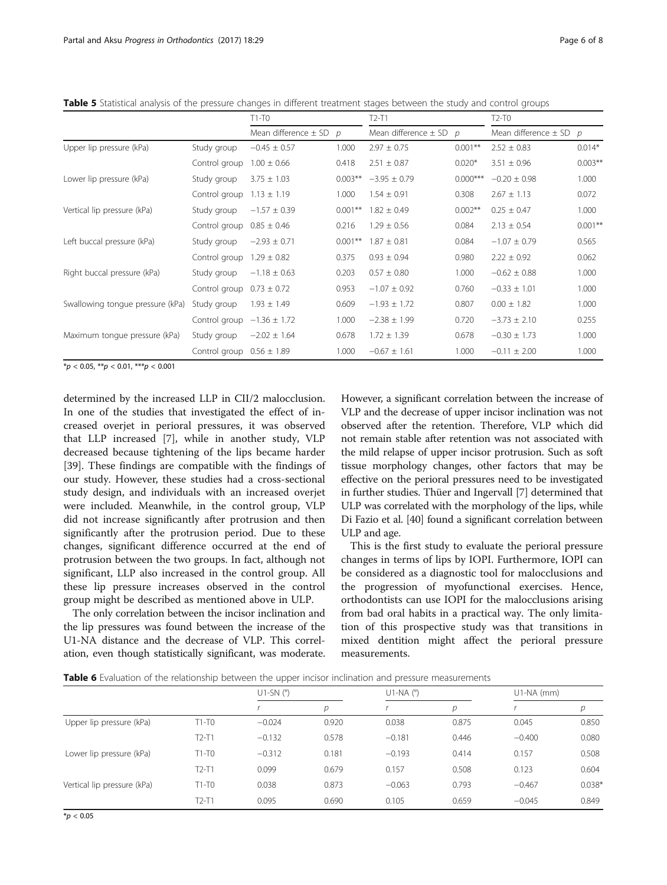**Table 5** Statistical analysis of the pressure changes in different treatment stages between the study and control groups

| | | T1-T0 | | T2-T1 | | T2-T0 | |
|---|---|---|---|---|---|---|---|
| | | Mean difference ± SD | *p* | Mean difference ± SD | *p* | Mean difference ± SD | *p* |
| Upper lip pressure (kPa) | Study group | −0.45 ± 0.57 | 1.000 | 2.97 ± 0.75 | 0.001** | 2.52 ± 0.83 | 0.014* |
| | Control group | 1.00 ± 0.66 | 0.418 | 2.51 ± 0.87 | 0.020* | 3.51 ± 0.96 | 0.003** |
| Lower lip pressure (kPa) | Study group | 3.75 ± 1.03 | 0.003** | −3.95 ± 0.79 | 0.000*** | −0.20 ± 0.98 | 1.000 |
| | Control group | 1.13 ± 1.19 | 1.000 | 1.54 ± 0.91 | 0.308 | 2.67 ± 1.13 | 0.072 |
| Vertical lip pressure (kPa) | Study group | −1.57 ± 0.39 | 0.001** | 1.82 ± 0.49 | 0.002** | 0.25 ± 0.47 | 1.000 |
| | Control group | 0.85 ± 0.46 | 0.216 | 1.29 ± 0.56 | 0.084 | 2.13 ± 0.54 | 0.001** |
| Left buccal pressure (kPa) | Study group | −2.93 ± 0.71 | 0.001** | 1.87 ± 0.81 | 0.084 | −1.07 ± 0.79 | 0.565 |
| | Control group | 1.29 ± 0.82 | 0.375 | 0.93 ± 0.94 | 0.980 | 2.22 ± 0.92 | 0.062 |
| Right buccal pressure (kPa) | Study group | −1.18 ± 0.63 | 0.203 | 0.57 ± 0.80 | 1.000 | −0.62 ± 0.88 | 1.000 |
| | Control group | 0.73 ± 0.72 | 0.953 | −1.07 ± 0.92 | 0.760 | −0.33 ± 1.01 | 1.000 |
| Swallowing tongue pressure (kPa) | Study group | 1.93 ± 1.49 | 0.609 | −1.93 ± 1.72 | 0.807 | 0.00 ± 1.82 | 1.000 |
| | Control group | −1.36 ± 1.72 | 1.000 | −2.38 ± 1.99 | 0.720 | −3.73 ± 2.10 | 0.255 |
| Maximum tongue pressure (kPa) | Study group | −2.02 ± 1.64 | 0.678 | 1.72 ± 1.39 | 0.678 | −0.30 ± 1.73 | 1.000 |
| | Control group | 0.56 ± 1.89 | 1.000 | −0.67 ± 1.61 | 1.000 | −0.11 ± 2.00 | 1.000 |

*$p < 0.05$, **$p < 0.01$, ***$p < 0.001$

determined by the increased LLP in CII/2 malocclusion. In one of the studies that investigated the effect of increased overjet in perioral pressures, it was observed that LLP increased [7], while in another study, VLP decreased because tightening of the lips became harder [39]. These findings are compatible with the findings of our study. However, these studies had a cross-sectional study design, and individuals with an increased overjet were included. Meanwhile, in the control group, VLP did not increase significantly after protrusion and then significantly after the protrusion period. Due to these changes, significant difference occurred at the end of protrusion between the two groups. In fact, although not significant, LLP also increased in the control group. All these lip pressure increases observed in the control group might be described as mentioned above in ULP.

The only correlation between the incisor inclination and the lip pressures was found between the increase of the U1-NA distance and the decrease of VLP. This correlation, even though statistically significant, was moderate. However, a significant correlation between the increase of VLP and the decrease of upper incisor inclination was not observed after the retention. Therefore, VLP which did not remain stable after retention was not associated with the mild relapse of upper incisor protrusion. Such as soft tissue morphology changes, other factors that may be effective on the perioral pressures need to be investigated in further studies. Thüer and Ingervall [7] determined that ULP was correlated with the morphology of the lips, while Di Fazio et al. [40] found a significant correlation between ULP and age.

This is the first study to evaluate the perioral pressure changes in terms of lips by IOPI. Furthermore, IOPI can be considered as a diagnostic tool for malocclusions and the progression of myofunctional exercises. Hence, orthodontists can use IOPI for the malocclusions arising from bad oral habits in a practical way. The only limitation of this prospective study was that transitions in mixed dentition might affect the perioral pressure measurements.

**Table 6** Evaluation of the relationship between the upper incisor inclination and pressure measurements

| | | U1-SN (°) | | U1-NA (°) | | U1-NA (mm) | |
|---|---|---|---|---|---|---|---|
| | | *r* | *p* | *r* | *p* | *r* | *p* |
| Upper lip pressure (kPa) | T1-T0 | −0.024 | 0.920 | 0.038 | 0.875 | 0.045 | 0.850 |
| | T2-T1 | −0.132 | 0.578 | −0.181 | 0.446 | −0.400 | 0.080 |
| Lower lip pressure (kPa) | T1-T0 | −0.312 | 0.181 | −0.193 | 0.414 | 0.157 | 0.508 |
| | T2-T1 | 0.099 | 0.679 | 0.157 | 0.508 | 0.123 | 0.604 |
| Vertical lip pressure (kPa) | T1-T0 | 0.038 | 0.873 | −0.063 | 0.793 | −0.467 | 0.038* |
| | T2-T1 | 0.095 | 0.690 | 0.105 | 0.659 | −0.045 | 0.849 |

*$p < 0.05$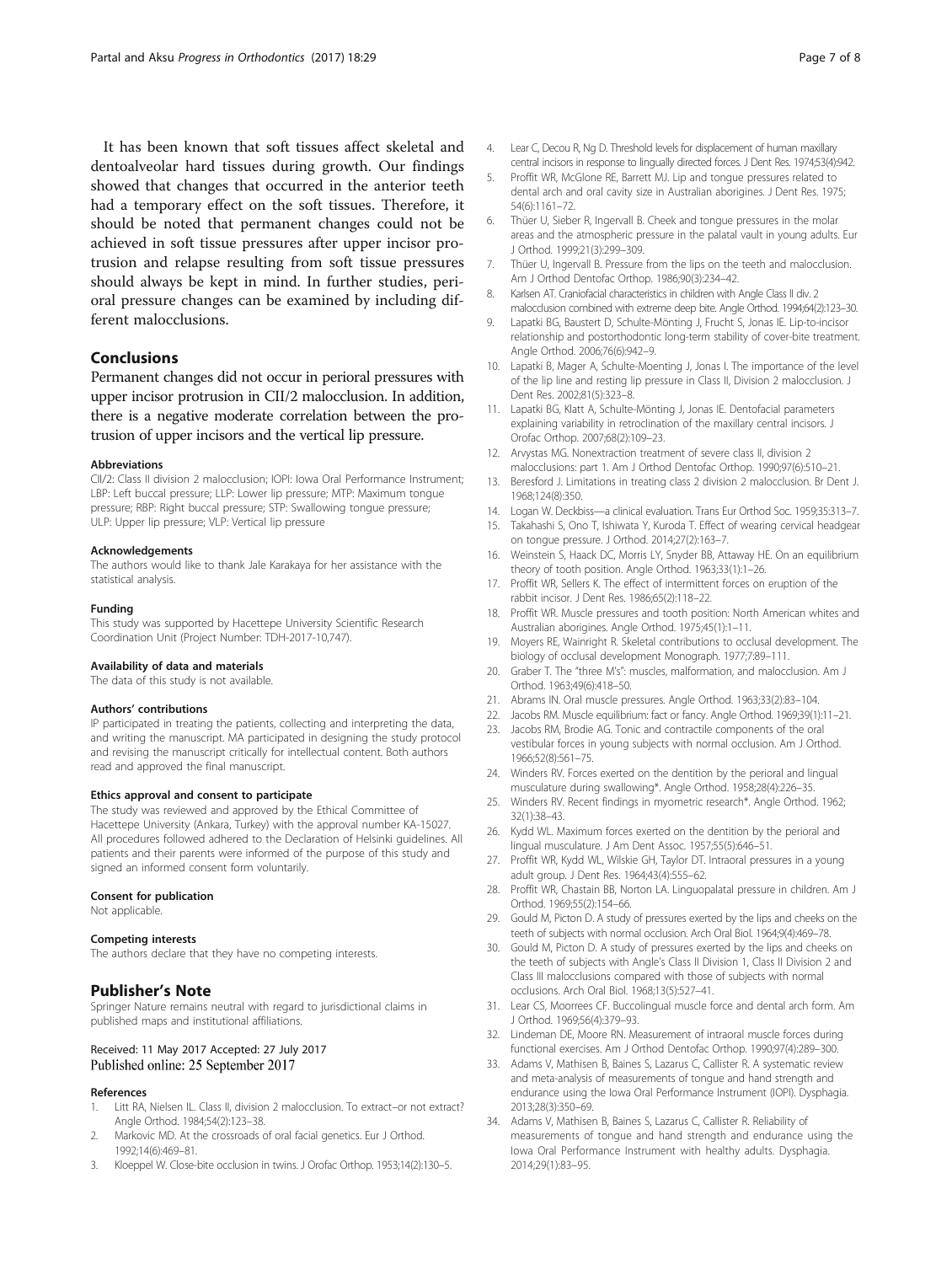It has been known that soft tissues affect skeletal and dentoalveolar hard tissues during growth. Our findings showed that changes that occurred in the anterior teeth had a temporary effect on the soft tissues. Therefore, it should be noted that permanent changes could not be achieved in soft tissue pressures after upper incisor protrusion and relapse resulting from soft tissue pressures should always be kept in mind. In further studies, perioral pressure changes can be examined by including different malocclusions.

## Conclusions

Permanent changes did not occur in perioral pressures with upper incisor protrusion in CII/2 malocclusion. In addition, there is a negative moderate correlation between the protrusion of upper incisors and the vertical lip pressure.

#### Abbreviations

CII/2: Class II division 2 malocclusion; IOPI: Iowa Oral Performance Instrument; LBP: Left buccal pressure; LLP: Lower lip pressure; MTP: Maximum tongue pressure; RBP: Right buccal pressure; STP: Swallowing tongue pressure; ULP: Upper lip pressure; VLP: Vertical lip pressure

#### Acknowledgements

The authors would like to thank Jale Karakaya for her assistance with the statistical analysis.

#### Funding

This study was supported by Hacettepe University Scientific Research Coordination Unit (Project Number: TDH-2017-10,747).

#### Availability of data and materials

The data of this study is not available.

#### Authors' contributions

IP participated in treating the patients, collecting and interpreting the data, and writing the manuscript. MA participated in designing the study protocol and revising the manuscript critically for intellectual content. Both authors read and approved the final manuscript.

#### Ethics approval and consent to participate

The study was reviewed and approved by the Ethical Committee of Hacettepe University (Ankara, Turkey) with the approval number KA-15027. All procedures followed adhered to the Declaration of Helsinki guidelines. All patients and their parents were informed of the purpose of this study and signed an informed consent form voluntarily.

#### Consent for publication

Not applicable.

#### Competing interests

The authors declare that they have no competing interests.

## Publisher's Note

Springer Nature remains neutral with regard to jurisdictional claims in published maps and institutional affiliations.

Received: 11 May 2017 Accepted: 27 July 2017
Published online: 25 September 2017

#### References

1. Litt RA, Nielsen IL. Class II, division 2 malocclusion. To extract–or not extract? Angle Orthod. 1984;54(2):123–38.
2. Markovic MD. At the crossroads of oral facial genetics. Eur J Orthod. 1992;14(6):469–81.
3. Kloeppel W. Close-bite occlusion in twins. J Orofac Orthop. 1953;14(2):130–5.
4. Lear C, Decou R, Ng D. Threshold levels for displacement of human maxillary central incisors in response to lingually directed forces. J Dent Res. 1974;53(4):942.
5. Proffit WR, McGlone RE, Barrett MJ. Lip and tongue pressures related to dental arch and oral cavity size in Australian aborigines. J Dent Res. 1975; 54(6):1161–72.
6. Thüer U, Sieber R, Ingervall B. Cheek and tongue pressures in the molar areas and the atmospheric pressure in the palatal vault in young adults. Eur J Orthod. 1999;21(3):299–309.
7. Thüer U, Ingervall B. Pressure from the lips on the teeth and malocclusion. Am J Orthod Dentofac Orthop. 1986;90(3):234–42.
8. Karlsen AT. Craniofacial characteristics in children with Angle Class II div. 2 malocclusion combined with extreme deep bite. Angle Orthod. 1994;64(2):123–30.
9. Lapatki BG, Baustert D, Schulte-Mönting J, Frucht S, Jonas IE. Lip-to-incisor relationship and postorthodontic long-term stability of cover-bite treatment. Angle Orthod. 2006;76(6):942–9.
10. Lapatki B, Mager A, Schulte-Moenting J, Jonas I. The importance of the level of the lip line and resting lip pressure in Class II, Division 2 malocclusion. J Dent Res. 2002;81(5):323–8.
11. Lapatki BG, Klatt A, Schulte-Mönting J, Jonas IE. Dentofacial parameters explaining variability in retroclination of the maxillary central incisors. J Orofac Orthop. 2007;68(2):109–23.
12. Arvystas MG. Nonextraction treatment of severe class II, division 2 malocclusions: part 1. Am J Orthod Dentofac Orthop. 1990;97(6):510–21.
13. Beresford J. Limitations in treating class 2 division 2 malocclusion. Br Dent J. 1968;124(8):350.
14. Logan W. Deckbiss—a clinical evaluation. Trans Eur Orthod Soc. 1959;35:313–7.
15. Takahashi S, Ono T, Ishiwata Y, Kuroda T. Effect of wearing cervical headgear on tongue pressure. J Orthod. 2014;27(2):163–7.
16. Weinstein S, Haack DC, Morris LY, Snyder BB, Attaway HE. On an equilibrium theory of tooth position. Angle Orthod. 1963;33(1):1–26.
17. Proffit WR, Sellers K. The effect of intermittent forces on eruption of the rabbit incisor. J Dent Res. 1986;65(2):118–22.
18. Proffit WR. Muscle pressures and tooth position: North American whites and Australian aborigines. Angle Orthod. 1975;45(1):1–11.
19. Moyers RE, Wainright R. Skeletal contributions to occlusal development. The biology of occlusal development Monograph. 1977;7:89–111.
20. Graber T. The "three M's": muscles, malformation, and malocclusion. Am J Orthod. 1963;49(6):418–50.
21. Abrams IN. Oral muscle pressures. Angle Orthod. 1963;33(2):83–104.
22. Jacobs RM. Muscle equilibrium: fact or fancy. Angle Orthod. 1969;39(1):11–21.
23. Jacobs RM, Brodie AG. Tonic and contractile components of the oral vestibular forces in young subjects with normal occlusion. Am J Orthod. 1966;52(8):561–75.
24. Winders RV. Forces exerted on the dentition by the perioral and lingual musculature during swallowing*. Angle Orthod. 1958;28(4):226–35.
25. Winders RV. Recent findings in myometric research*. Angle Orthod. 1962; 32(1):38–43.
26. Kydd WL. Maximum forces exerted on the dentition by the perioral and lingual musculature. J Am Dent Assoc. 1957;55(5):646–51.
27. Proffit WR, Kydd WL, Wilskie GH, Taylor DT. Intraoral pressures in a young adult group. J Dent Res. 1964;43(4):555–62.
28. Proffit WR, Chastain BB, Norton LA. Linguopalatal pressure in children. Am J Orthod. 1969;55(2):154–66.
29. Gould M, Picton D. A study of pressures exerted by the lips and cheeks on the teeth of subjects with normal occlusion. Arch Oral Biol. 1964;9(4):469–78.
30. Gould M, Picton D. A study of pressures exerted by the lips and cheeks on the teeth of subjects with Angle's Class II Division 1, Class II Division 2 and Class III malocclusions compared with those of subjects with normal occlusions. Arch Oral Biol. 1968;13(5):527–41.
31. Lear CS, Moorrees CF. Buccolingual muscle force and dental arch form. Am J Orthod. 1969;56(4):379–93.
32. Lindeman DE, Moore RN. Measurement of intraoral muscle forces during functional exercises. Am J Orthod Dentofac Orthop. 1990;97(4):289–300.
33. Adams V, Mathisen B, Baines S, Lazarus C, Callister R. A systematic review and meta-analysis of measurements of tongue and hand strength and endurance using the Iowa Oral Performance Instrument (IOPI). Dysphagia. 2013;28(3):350–69.
34. Adams V, Mathisen B, Baines S, Lazarus C, Callister R. Reliability of measurements of tongue and hand strength and endurance using the Iowa Oral Performance Instrument with healthy adults. Dysphagia. 2014;29(1):83–95.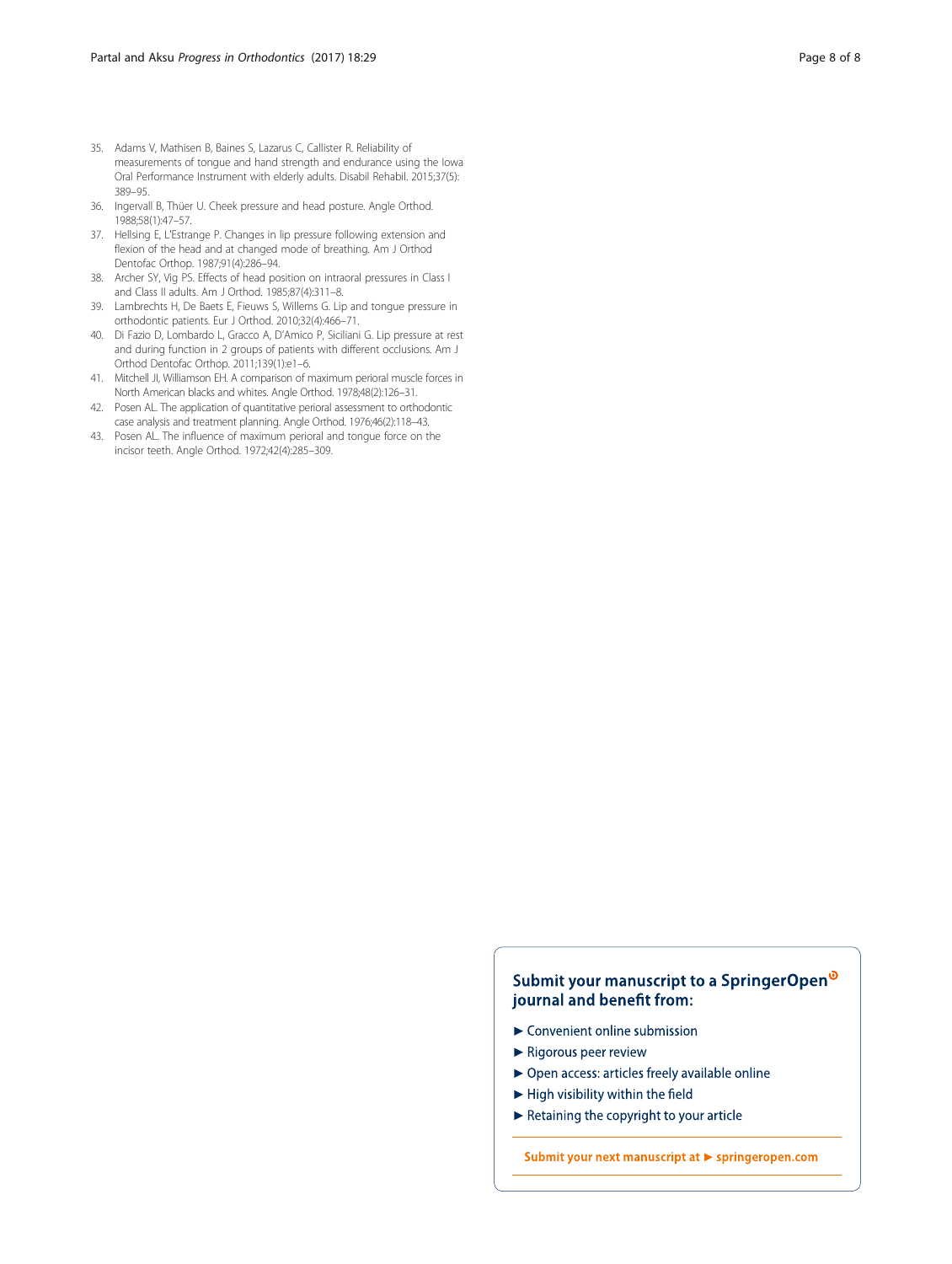35. Adams V, Mathisen B, Baines S, Lazarus C, Callister R. Reliability of measurements of tongue and hand strength and endurance using the Iowa Oral Performance Instrument with elderly adults. Disabil Rehabil. 2015;37(5): 389–95.
36. Ingervall B, Thüer U. Cheek pressure and head posture. Angle Orthod. 1988;58(1):47–57.
37. Hellsing E, L'Estrange P. Changes in lip pressure following extension and flexion of the head and at changed mode of breathing. Am J Orthod Dentofac Orthop. 1987;91(4):286–94.
38. Archer SY, Vig PS. Effects of head position on intraoral pressures in Class I and Class II adults. Am J Orthod. 1985;87(4):311–8.
39. Lambrechts H, De Baets E, Fieuws S, Willems G. Lip and tongue pressure in orthodontic patients. Eur J Orthod. 2010;32(4):466–71.
40. Di Fazio D, Lombardo L, Gracco A, D'Amico P, Siciliani G. Lip pressure at rest and during function in 2 groups of patients with different occlusions. Am J Orthod Dentofac Orthop. 2011;139(1):e1–6.
41. Mitchell JI, Williamson EH. A comparison of maximum perioral muscle forces in North American blacks and whites. Angle Orthod. 1978;48(2):126–31.
42. Posen AL. The application of quantitative perioral assessment to orthodontic case analysis and treatment planning. Angle Orthod. 1976;46(2):118–43.
43. Posen AL. The influence of maximum perioral and tongue force on the incisor teeth. Angle Orthod. 1972;42(4):285–309.

**Submit your manuscript to a SpringerOpen journal and benefit from:**

- ► Convenient online submission
- ► Rigorous peer review
- ► Open access: articles freely available online
- ► High visibility within the field
- ► Retaining the copyright to your article

**Submit your next manuscript at ► springeropen.com**